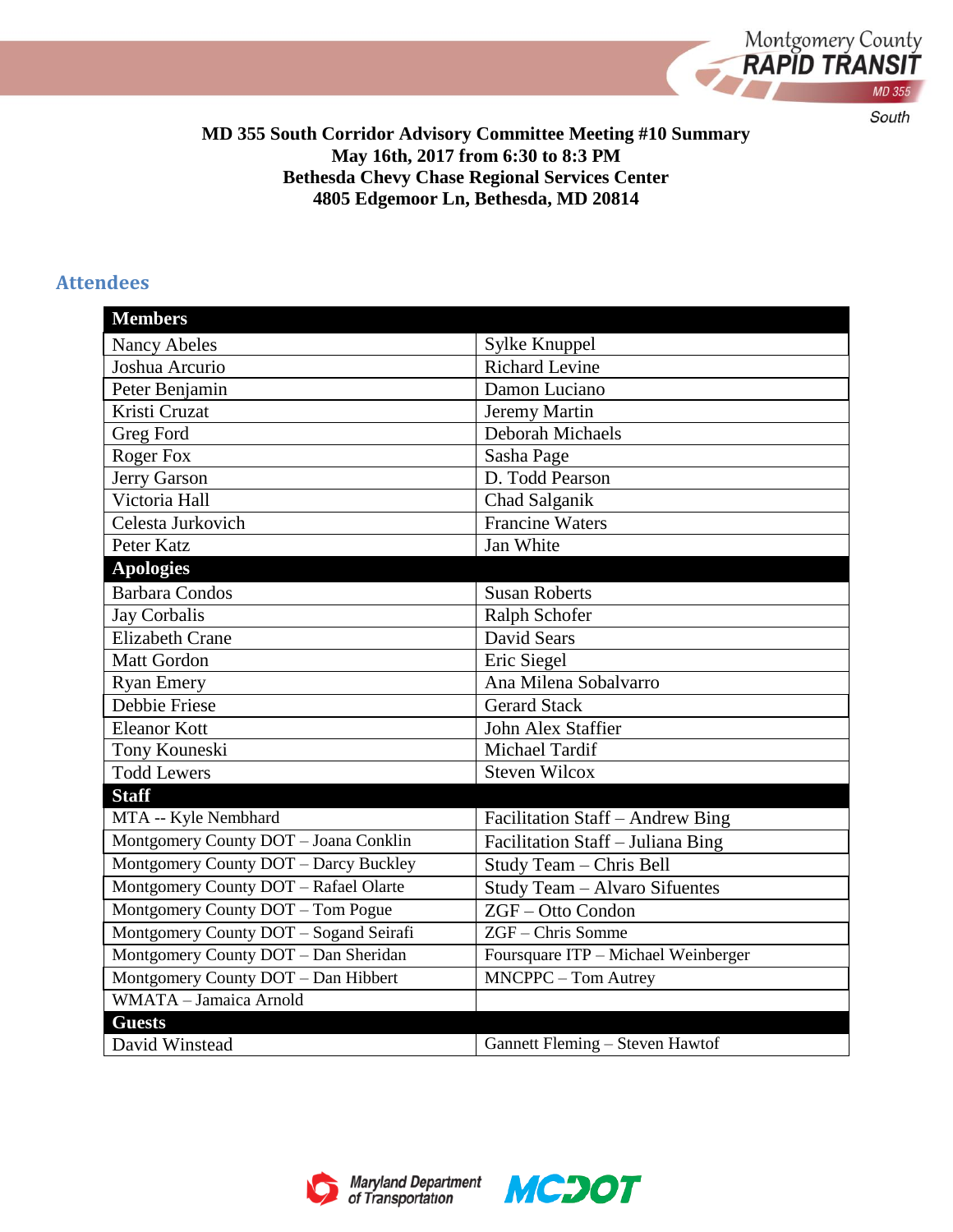**MD 355 South Corridor Advisory Committee Meeting #10 Summary**
**May 16th, 2017 from 6:30 to 8:3 PM**
**Bethesda Chevy Chase Regional Services Center**
**4805 Edgemoor Ln, Bethesda, MD 20814**

## Attendees

| **Members** | |
|---|---|
| Nancy Abeles | Sylke Knuppel |
| Joshua Arcurio | Richard Levine |
| Peter Benjamin | Damon Luciano |
| Kristi Cruzat | Jeremy Martin |
| Greg Ford | Deborah Michaels |
| Roger Fox | Sasha Page |
| Jerry Garson | D. Todd Pearson |
| Victoria Hall | Chad Salganik |
| Celesta Jurkovich | Francine Waters |
| Peter Katz | Jan White |
| **Apologies** | |
| Barbara Condos | Susan Roberts |
| Jay Corbalis | Ralph Schofer |
| Elizabeth Crane | David Sears |
| Matt Gordon | Eric Siegel |
| Ryan Emery | Ana Milena Sobalvarro |
| Debbie Friese | Gerard Stack |
| Eleanor Kott | John Alex Staffier |
| Tony Kouneski | Michael Tardif |
| Todd Lewers | Steven Wilcox |
| **Staff** | |
| MTA -- Kyle Nembhard | Facilitation Staff – Andrew Bing |
| Montgomery County DOT – Joana Conklin | Facilitation Staff – Juliana Bing |
| Montgomery County DOT – Darcy Buckley | Study Team – Chris Bell |
| Montgomery County DOT – Rafael Olarte | Study Team – Alvaro Sifuentes |
| Montgomery County DOT – Tom Pogue | ZGF – Otto Condon |
| Montgomery County DOT – Sogand Seirafi | ZGF – Chris Somme |
| Montgomery County DOT – Dan Sheridan | Foursquare ITP – Michael Weinberger |
| Montgomery County DOT – Dan Hibbert | MNCPPC – Tom Autrey |
| WMATA – Jamaica Arnold | |
| **Guests** | |
| David Winstead | Gannett Fleming – Steven Hawtof |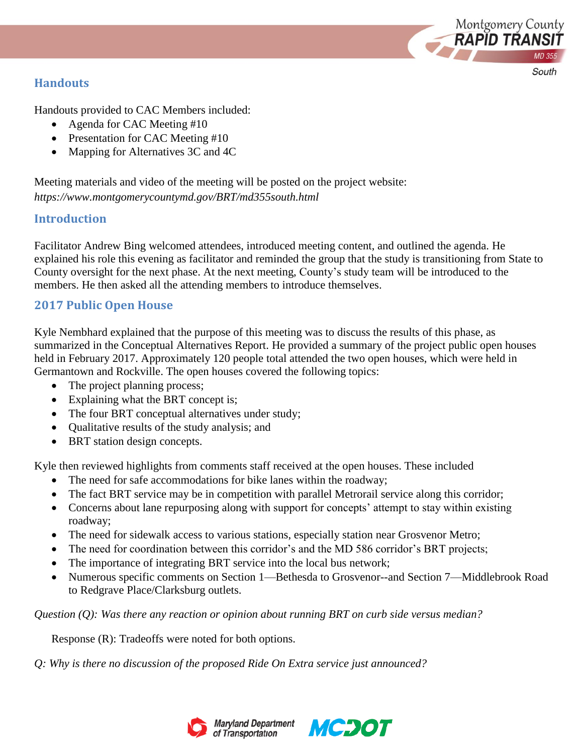## Handouts

Handouts provided to CAC Members included:

- Agenda for CAC Meeting #10
- Presentation for CAC Meeting #10
- Mapping for Alternatives 3C and 4C

Meeting materials and video of the meeting will be posted on the project website:
*https://www.montgomerycountymd.gov/BRT/md355south.html*

## Introduction

Facilitator Andrew Bing welcomed attendees, introduced meeting content, and outlined the agenda. He explained his role this evening as facilitator and reminded the group that the study is transitioning from State to County oversight for the next phase. At the next meeting, County's study team will be introduced to the members. He then asked all the attending members to introduce themselves.

## 2017 Public Open House

Kyle Nembhard explained that the purpose of this meeting was to discuss the results of this phase, as summarized in the Conceptual Alternatives Report. He provided a summary of the project public open houses held in February 2017. Approximately 120 people total attended the two open houses, which were held in Germantown and Rockville. The open houses covered the following topics:

- The project planning process;
- Explaining what the BRT concept is;
- The four BRT conceptual alternatives under study;
- Qualitative results of the study analysis; and
- BRT station design concepts.

Kyle then reviewed highlights from comments staff received at the open houses. These included

- The need for safe accommodations for bike lanes within the roadway;
- The fact BRT service may be in competition with parallel Metrorail service along this corridor;
- Concerns about lane repurposing along with support for concepts' attempt to stay within existing roadway;
- The need for sidewalk access to various stations, especially station near Grosvenor Metro;
- The need for coordination between this corridor's and the MD 586 corridor's BRT projects;
- The importance of integrating BRT service into the local bus network;
- Numerous specific comments on Section 1—Bethesda to Grosvenor--and Section 7—Middlebrook Road to Redgrave Place/Clarksburg outlets.

*Question (Q): Was there any reaction or opinion about running BRT on curb side versus median?*

Response (R): Tradeoffs were noted for both options.

*Q: Why is there no discussion of the proposed Ride On Extra service just announced?*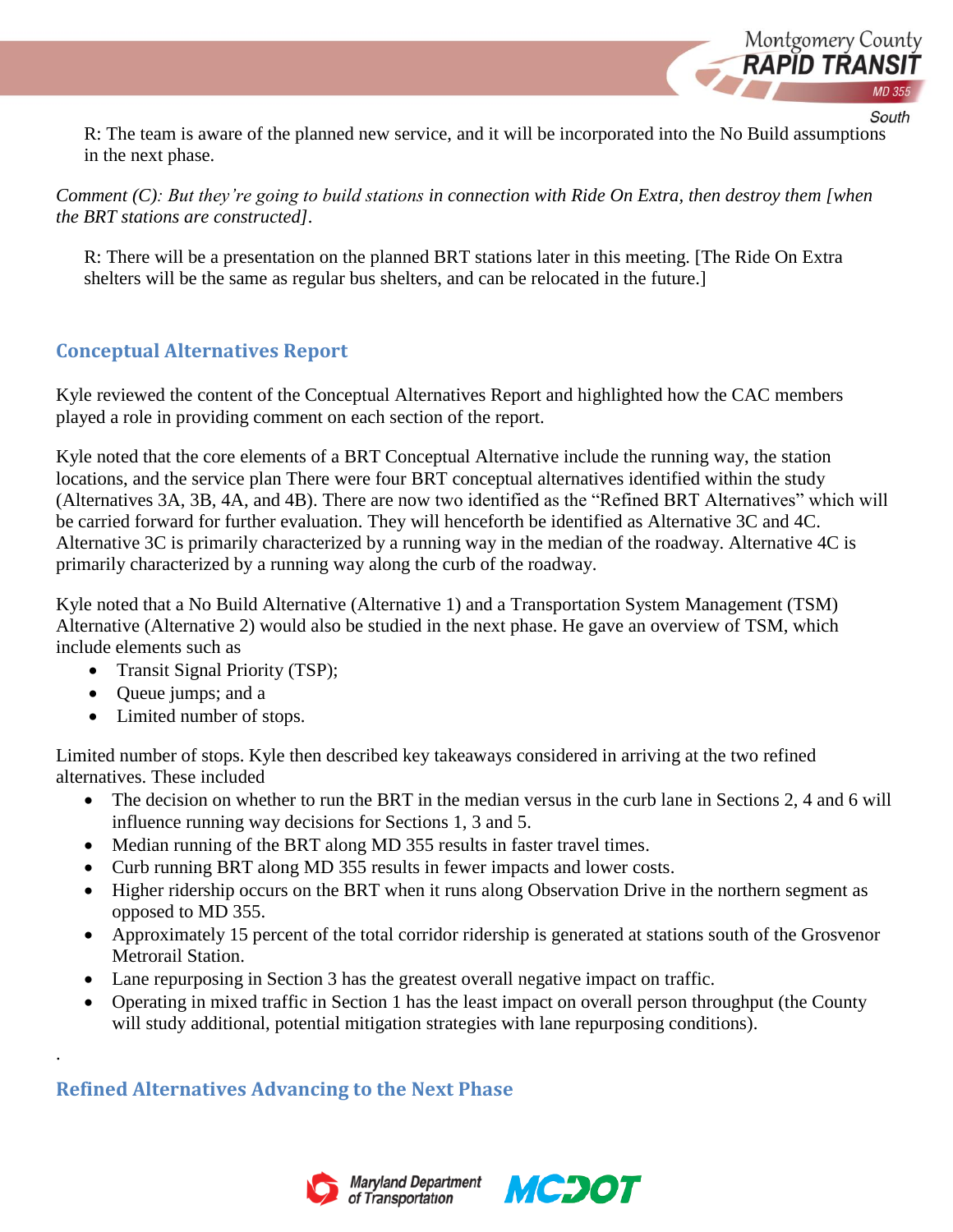R: The team is aware of the planned new service, and it will be incorporated into the No Build assumptions in the next phase.

*Comment (C): But they're going to build stations in connection with Ride On Extra, then destroy them [when the BRT stations are constructed].*

R: There will be a presentation on the planned BRT stations later in this meeting. [The Ride On Extra shelters will be the same as regular bus shelters, and can be relocated in the future.]

## Conceptual Alternatives Report

Kyle reviewed the content of the Conceptual Alternatives Report and highlighted how the CAC members played a role in providing comment on each section of the report.

Kyle noted that the core elements of a BRT Conceptual Alternative include the running way, the station locations, and the service plan There were four BRT conceptual alternatives identified within the study (Alternatives 3A, 3B, 4A, and 4B). There are now two identified as the "Refined BRT Alternatives" which will be carried forward for further evaluation. They will henceforth be identified as Alternative 3C and 4C. Alternative 3C is primarily characterized by a running way in the median of the roadway. Alternative 4C is primarily characterized by a running way along the curb of the roadway.

Kyle noted that a No Build Alternative (Alternative 1) and a Transportation System Management (TSM) Alternative (Alternative 2) would also be studied in the next phase. He gave an overview of TSM, which include elements such as

- Transit Signal Priority (TSP);
- Queue jumps; and a
- Limited number of stops.

Limited number of stops. Kyle then described key takeaways considered in arriving at the two refined alternatives. These included

- The decision on whether to run the BRT in the median versus in the curb lane in Sections 2, 4 and 6 will influence running way decisions for Sections 1, 3 and 5.
- Median running of the BRT along MD 355 results in faster travel times.
- Curb running BRT along MD 355 results in fewer impacts and lower costs.
- Higher ridership occurs on the BRT when it runs along Observation Drive in the northern segment as opposed to MD 355.
- Approximately 15 percent of the total corridor ridership is generated at stations south of the Grosvenor Metrorail Station.
- Lane repurposing in Section 3 has the greatest overall negative impact on traffic.
- Operating in mixed traffic in Section 1 has the least impact on overall person throughput (the County will study additional, potential mitigation strategies with lane repurposing conditions).

.

## Refined Alternatives Advancing to the Next Phase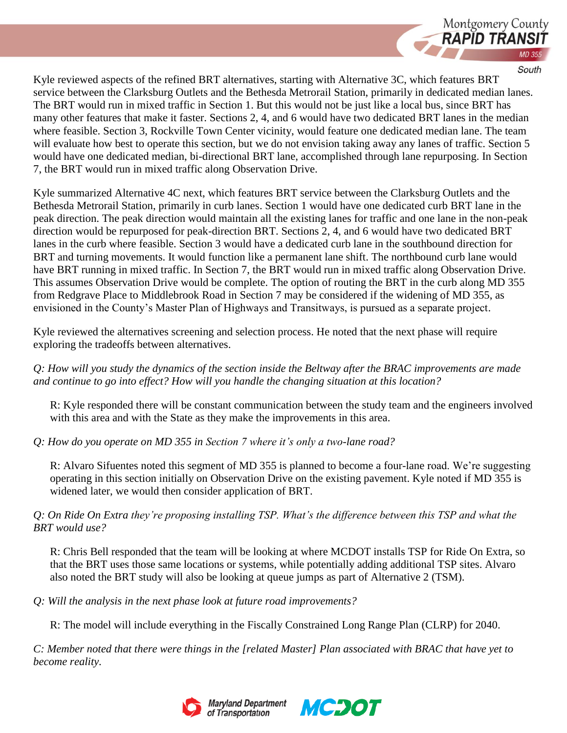Kyle reviewed aspects of the refined BRT alternatives, starting with Alternative 3C, which features BRT service between the Clarksburg Outlets and the Bethesda Metrorail Station, primarily in dedicated median lanes. The BRT would run in mixed traffic in Section 1. But this would not be just like a local bus, since BRT has many other features that make it faster. Sections 2, 4, and 6 would have two dedicated BRT lanes in the median where feasible. Section 3, Rockville Town Center vicinity, would feature one dedicated median lane. The team will evaluate how best to operate this section, but we do not envision taking away any lanes of traffic. Section 5 would have one dedicated median, bi-directional BRT lane, accomplished through lane repurposing. In Section 7, the BRT would run in mixed traffic along Observation Drive.

Kyle summarized Alternative 4C next, which features BRT service between the Clarksburg Outlets and the Bethesda Metrorail Station, primarily in curb lanes. Section 1 would have one dedicated curb BRT lane in the peak direction. The peak direction would maintain all the existing lanes for traffic and one lane in the non-peak direction would be repurposed for peak-direction BRT. Sections 2, 4, and 6 would have two dedicated BRT lanes in the curb where feasible. Section 3 would have a dedicated curb lane in the southbound direction for BRT and turning movements. It would function like a permanent lane shift. The northbound curb lane would have BRT running in mixed traffic. In Section 7, the BRT would run in mixed traffic along Observation Drive. This assumes Observation Drive would be complete. The option of routing the BRT in the curb along MD 355 from Redgrave Place to Middlebrook Road in Section 7 may be considered if the widening of MD 355, as envisioned in the County's Master Plan of Highways and Transitways, is pursued as a separate project.

Kyle reviewed the alternatives screening and selection process. He noted that the next phase will require exploring the tradeoffs between alternatives.

*Q: How will you study the dynamics of the section inside the Beltway after the BRAC improvements are made and continue to go into effect? How will you handle the changing situation at this location?*

R: Kyle responded there will be constant communication between the study team and the engineers involved with this area and with the State as they make the improvements in this area.

*Q: How do you operate on MD 355 in Section 7 where it's only a two-lane road?*

R: Alvaro Sifuentes noted this segment of MD 355 is planned to become a four-lane road. We're suggesting operating in this section initially on Observation Drive on the existing pavement. Kyle noted if MD 355 is widened later, we would then consider application of BRT.

*Q: On Ride On Extra they're proposing installing TSP. What's the difference between this TSP and what the BRT would use?*

R: Chris Bell responded that the team will be looking at where MCDOT installs TSP for Ride On Extra, so that the BRT uses those same locations or systems, while potentially adding additional TSP sites. Alvaro also noted the BRT study will also be looking at queue jumps as part of Alternative 2 (TSM).

*Q: Will the analysis in the next phase look at future road improvements?*

R: The model will include everything in the Fiscally Constrained Long Range Plan (CLRP) for 2040.

*C: Member noted that there were things in the [related Master] Plan associated with BRAC that have yet to become reality.*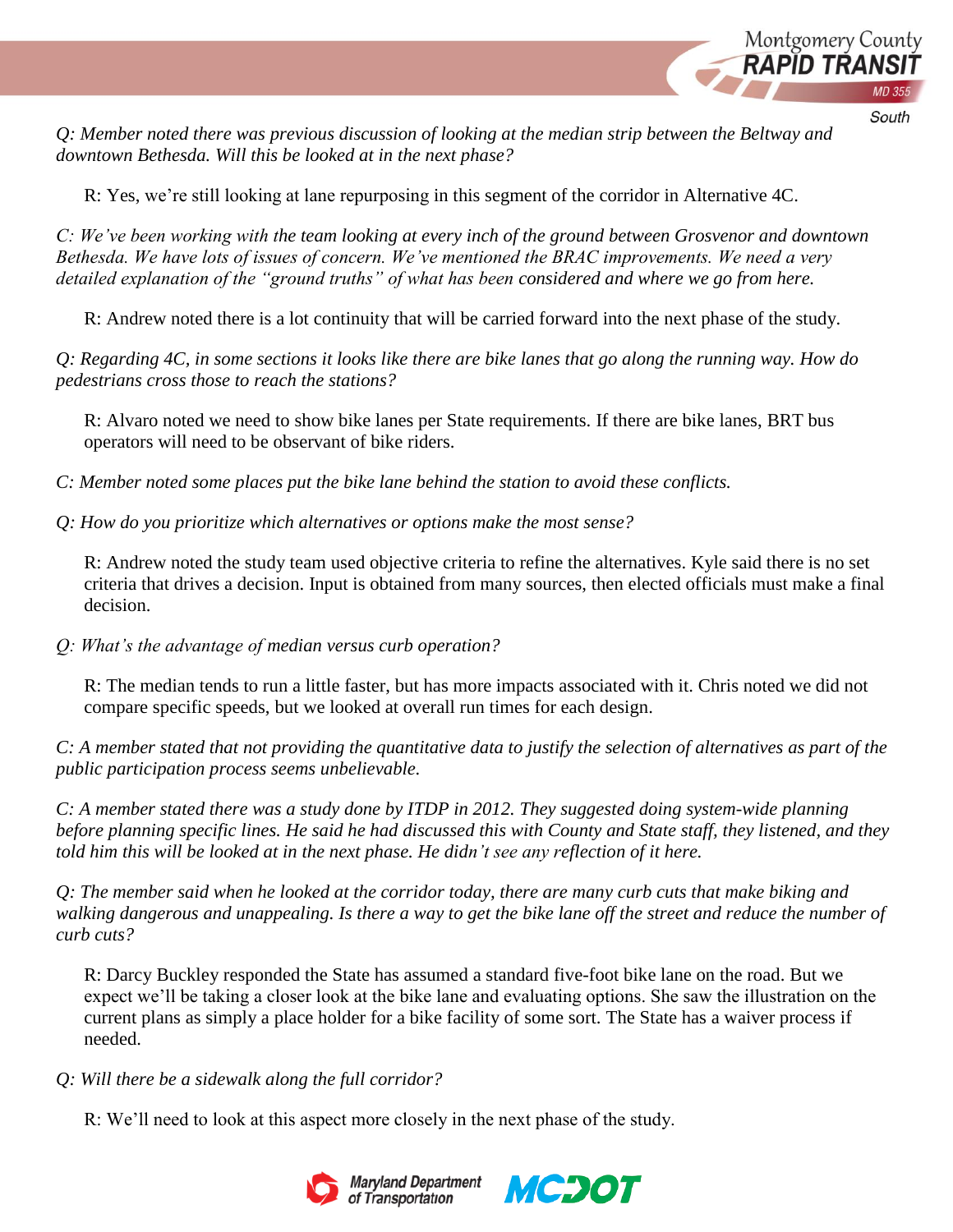*Q: Member noted there was previous discussion of looking at the median strip between the Beltway and downtown Bethesda. Will this be looked at in the next phase?*

R: Yes, we're still looking at lane repurposing in this segment of the corridor in Alternative 4C.

*C: We've been working with the team looking at every inch of the ground between Grosvenor and downtown Bethesda. We have lots of issues of concern. We've mentioned the BRAC improvements. We need a very detailed explanation of the "ground truths" of what has been considered and where we go from here.*

R: Andrew noted there is a lot continuity that will be carried forward into the next phase of the study.

*Q: Regarding 4C, in some sections it looks like there are bike lanes that go along the running way. How do pedestrians cross those to reach the stations?*

R: Alvaro noted we need to show bike lanes per State requirements. If there are bike lanes, BRT bus operators will need to be observant of bike riders.

*C: Member noted some places put the bike lane behind the station to avoid these conflicts.*

*Q: How do you prioritize which alternatives or options make the most sense?*

R: Andrew noted the study team used objective criteria to refine the alternatives. Kyle said there is no set criteria that drives a decision. Input is obtained from many sources, then elected officials must make a final decision.

*Q: What's the advantage of median versus curb operation?*

R: The median tends to run a little faster, but has more impacts associated with it. Chris noted we did not compare specific speeds, but we looked at overall run times for each design.

*C: A member stated that not providing the quantitative data to justify the selection of alternatives as part of the public participation process seems unbelievable.*

*C: A member stated there was a study done by ITDP in 2012. They suggested doing system-wide planning before planning specific lines. He said he had discussed this with County and State staff, they listened, and they told him this will be looked at in the next phase. He didn't see any reflection of it here.*

*Q: The member said when he looked at the corridor today, there are many curb cuts that make biking and walking dangerous and unappealing. Is there a way to get the bike lane off the street and reduce the number of curb cuts?*

R: Darcy Buckley responded the State has assumed a standard five-foot bike lane on the road. But we expect we'll be taking a closer look at the bike lane and evaluating options. She saw the illustration on the current plans as simply a place holder for a bike facility of some sort. The State has a waiver process if needed.

*Q: Will there be a sidewalk along the full corridor?*

R: We'll need to look at this aspect more closely in the next phase of the study.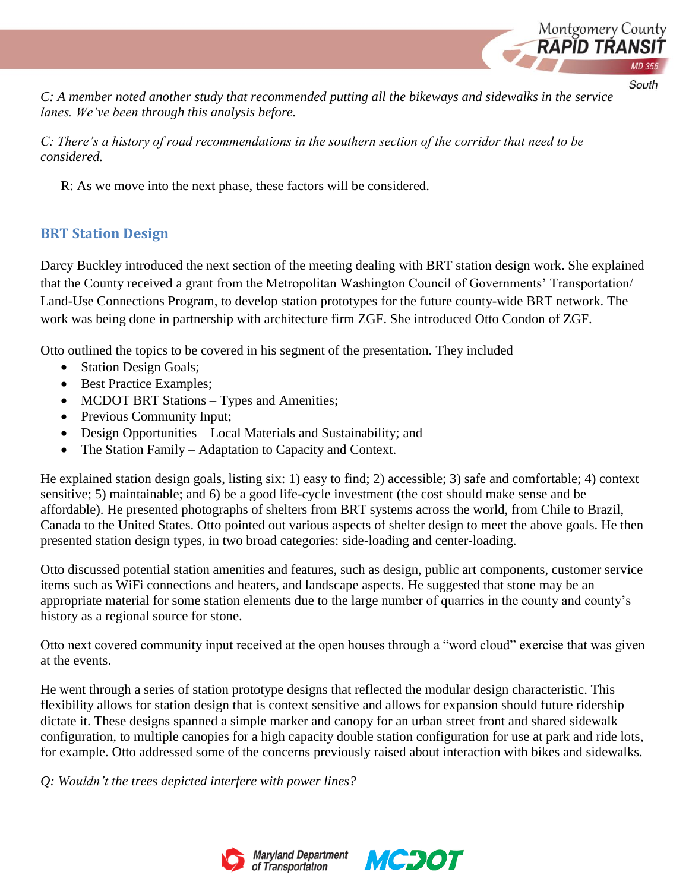*C: A member noted another study that recommended putting all the bikeways and sidewalks in the service lanes. We've been through this analysis before.*

*C: There's a history of road recommendations in the southern section of the corridor that need to be considered.*

R: As we move into the next phase, these factors will be considered.

## BRT Station Design

Darcy Buckley introduced the next section of the meeting dealing with BRT station design work. She explained that the County received a grant from the Metropolitan Washington Council of Governments' Transportation/ Land-Use Connections Program, to develop station prototypes for the future county-wide BRT network. The work was being done in partnership with architecture firm ZGF. She introduced Otto Condon of ZGF.

Otto outlined the topics to be covered in his segment of the presentation. They included

- Station Design Goals;
- Best Practice Examples;
- MCDOT BRT Stations – Types and Amenities;
- Previous Community Input;
- Design Opportunities – Local Materials and Sustainability; and
- The Station Family – Adaptation to Capacity and Context.

He explained station design goals, listing six: 1) easy to find; 2) accessible; 3) safe and comfortable; 4) context sensitive; 5) maintainable; and 6) be a good life-cycle investment (the cost should make sense and be affordable). He presented photographs of shelters from BRT systems across the world, from Chile to Brazil, Canada to the United States. Otto pointed out various aspects of shelter design to meet the above goals. He then presented station design types, in two broad categories: side-loading and center-loading.

Otto discussed potential station amenities and features, such as design, public art components, customer service items such as WiFi connections and heaters, and landscape aspects. He suggested that stone may be an appropriate material for some station elements due to the large number of quarries in the county and county's history as a regional source for stone.

Otto next covered community input received at the open houses through a "word cloud" exercise that was given at the events.

He went through a series of station prototype designs that reflected the modular design characteristic. This flexibility allows for station design that is context sensitive and allows for expansion should future ridership dictate it. These designs spanned a simple marker and canopy for an urban street front and shared sidewalk configuration, to multiple canopies for a high capacity double station configuration for use at park and ride lots, for example. Otto addressed some of the concerns previously raised about interaction with bikes and sidewalks.

*Q: Wouldn't the trees depicted interfere with power lines?*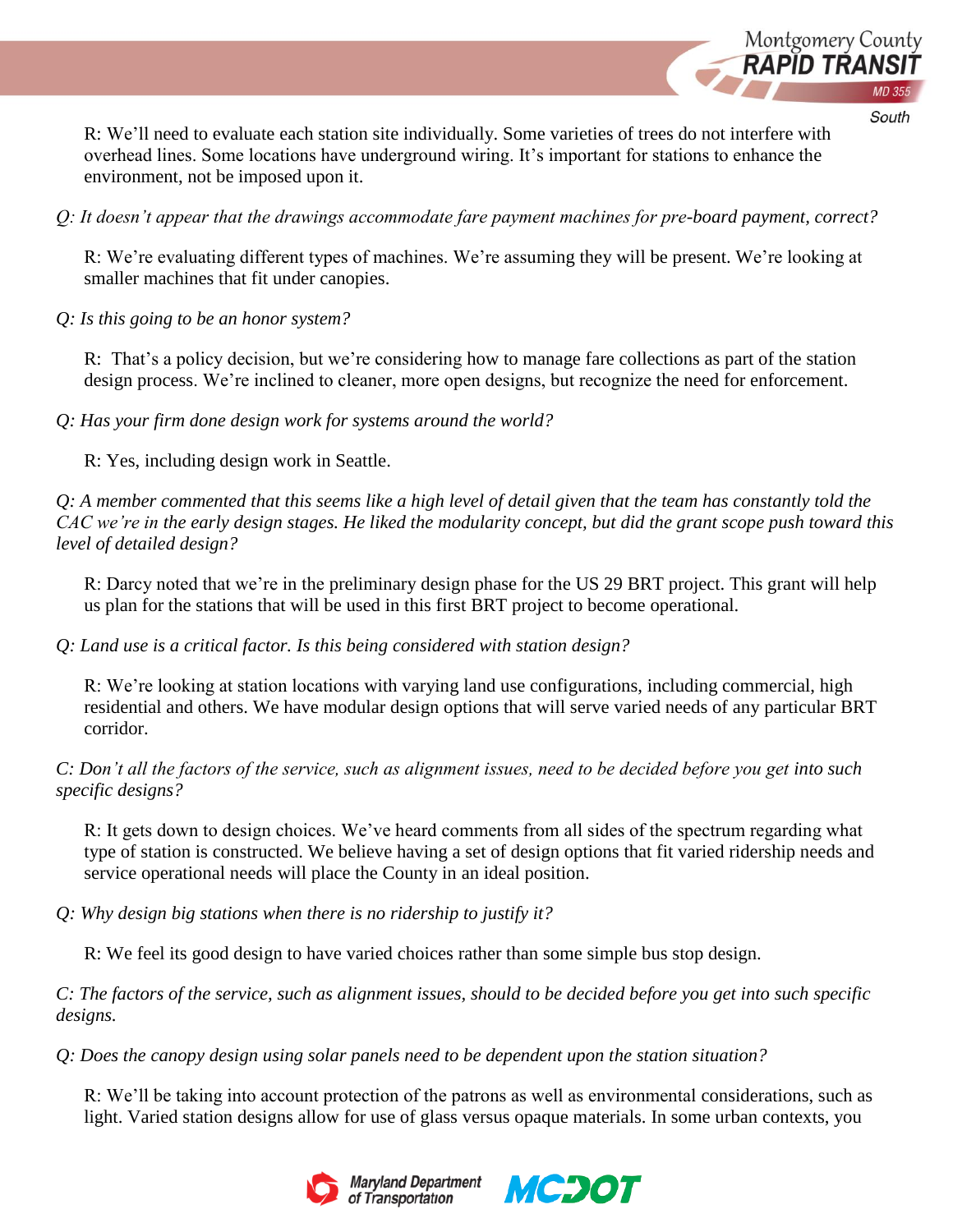R: We'll need to evaluate each station site individually. Some varieties of trees do not interfere with overhead lines. Some locations have underground wiring. It's important for stations to enhance the environment, not be imposed upon it.

*Q: It doesn't appear that the drawings accommodate fare payment machines for pre-board payment, correct?*

R: We're evaluating different types of machines. We're assuming they will be present. We're looking at smaller machines that fit under canopies.

*Q: Is this going to be an honor system?*

R: That's a policy decision, but we're considering how to manage fare collections as part of the station design process. We're inclined to cleaner, more open designs, but recognize the need for enforcement.

*Q: Has your firm done design work for systems around the world?*

R: Yes, including design work in Seattle.

*Q: A member commented that this seems like a high level of detail given that the team has constantly told the CAC we're in the early design stages. He liked the modularity concept, but did the grant scope push toward this level of detailed design?*

R: Darcy noted that we're in the preliminary design phase for the US 29 BRT project. This grant will help us plan for the stations that will be used in this first BRT project to become operational.

*Q: Land use is a critical factor. Is this being considered with station design?*

R: We're looking at station locations with varying land use configurations, including commercial, high residential and others. We have modular design options that will serve varied needs of any particular BRT corridor.

*C: Don't all the factors of the service, such as alignment issues, need to be decided before you get into such specific designs?*

R: It gets down to design choices. We've heard comments from all sides of the spectrum regarding what type of station is constructed. We believe having a set of design options that fit varied ridership needs and service operational needs will place the County in an ideal position.

*Q: Why design big stations when there is no ridership to justify it?*

R: We feel its good design to have varied choices rather than some simple bus stop design.

*C: The factors of the service, such as alignment issues, should to be decided before you get into such specific designs.*

*Q: Does the canopy design using solar panels need to be dependent upon the station situation?*

R: We'll be taking into account protection of the patrons as well as environmental considerations, such as light. Varied station designs allow for use of glass versus opaque materials. In some urban contexts, you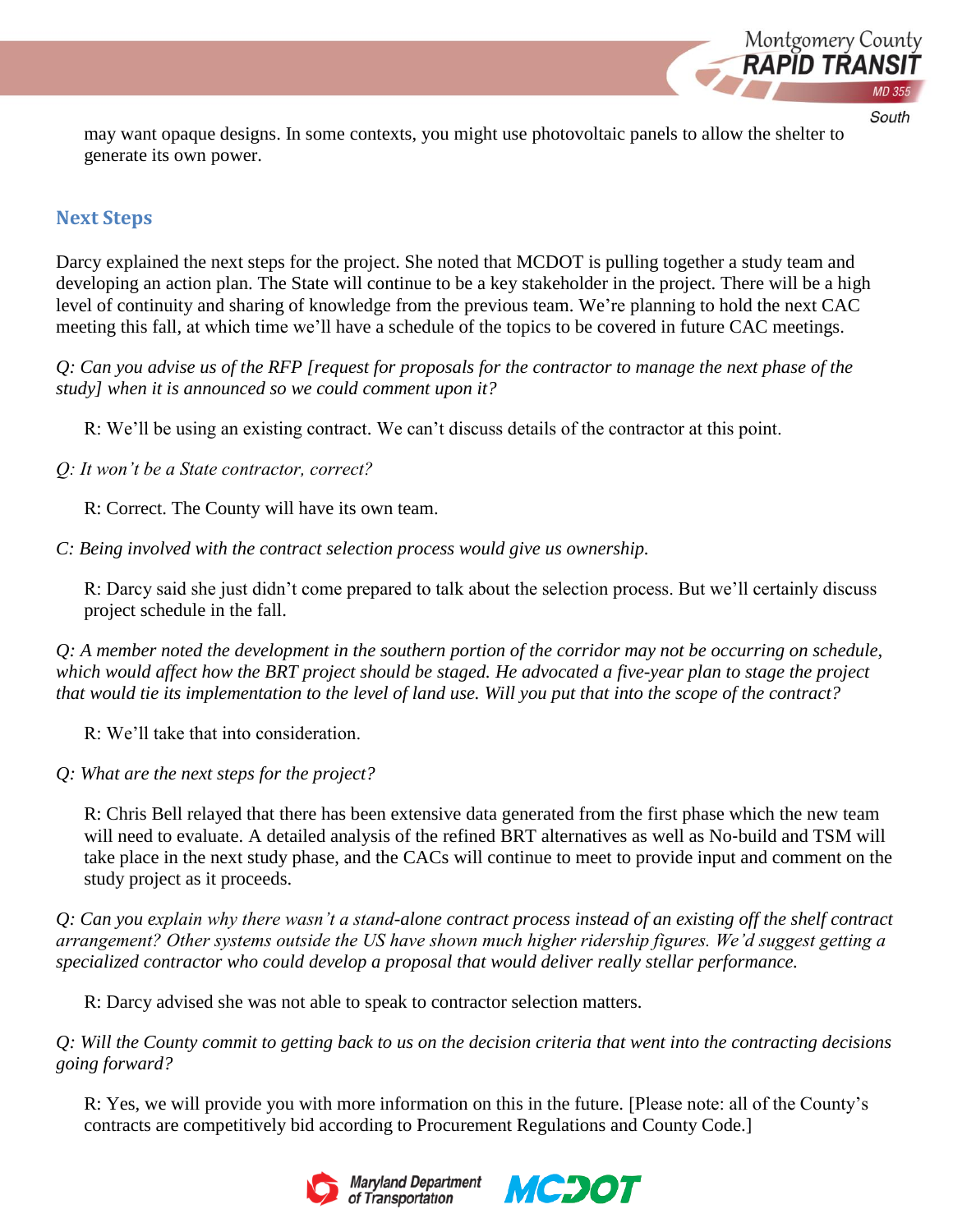may want opaque designs. In some contexts, you might use photovoltaic panels to allow the shelter to generate its own power.

## Next Steps

Darcy explained the next steps for the project. She noted that MCDOT is pulling together a study team and developing an action plan. The State will continue to be a key stakeholder in the project. There will be a high level of continuity and sharing of knowledge from the previous team. We're planning to hold the next CAC meeting this fall, at which time we'll have a schedule of the topics to be covered in future CAC meetings.

*Q: Can you advise us of the RFP [request for proposals for the contractor to manage the next phase of the study] when it is announced so we could comment upon it?*

R: We'll be using an existing contract. We can't discuss details of the contractor at this point.

*Q: It won't be a State contractor, correct?*

R: Correct. The County will have its own team.

*C: Being involved with the contract selection process would give us ownership.*

R: Darcy said she just didn't come prepared to talk about the selection process. But we'll certainly discuss project schedule in the fall.

*Q: A member noted the development in the southern portion of the corridor may not be occurring on schedule, which would affect how the BRT project should be staged. He advocated a five-year plan to stage the project that would tie its implementation to the level of land use. Will you put that into the scope of the contract?*

R: We'll take that into consideration.

*Q: What are the next steps for the project?*

R: Chris Bell relayed that there has been extensive data generated from the first phase which the new team will need to evaluate. A detailed analysis of the refined BRT alternatives as well as No-build and TSM will take place in the next study phase, and the CACs will continue to meet to provide input and comment on the study project as it proceeds.

*Q: Can you explain why there wasn't a stand-alone contract process instead of an existing off the shelf contract arrangement? Other systems outside the US have shown much higher ridership figures. We'd suggest getting a specialized contractor who could develop a proposal that would deliver really stellar performance.*

R: Darcy advised she was not able to speak to contractor selection matters.

*Q: Will the County commit to getting back to us on the decision criteria that went into the contracting decisions going forward?*

R: Yes, we will provide you with more information on this in the future. [Please note: all of the County's contracts are competitively bid according to Procurement Regulations and County Code.]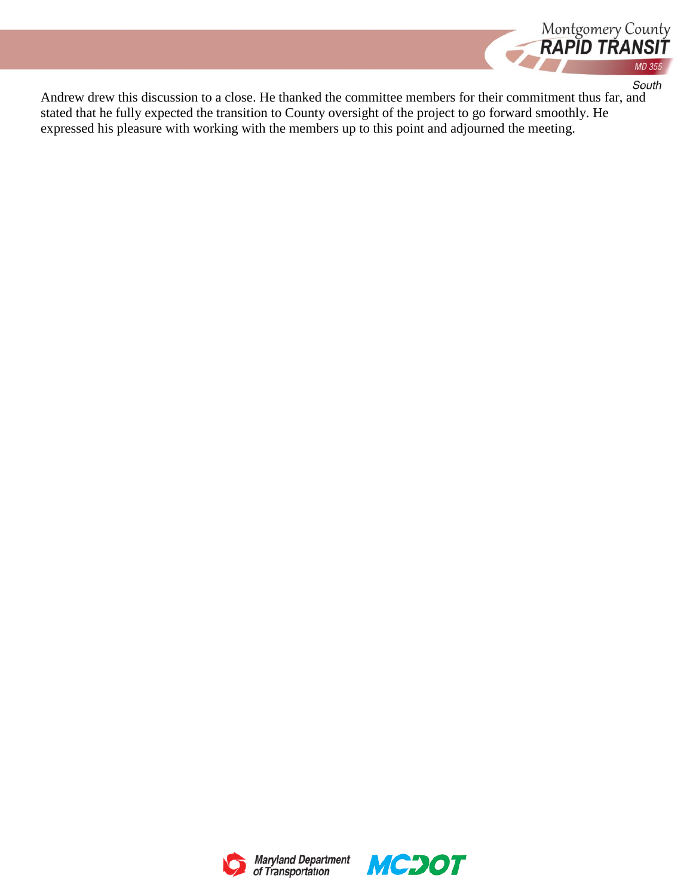Andrew drew this discussion to a close. He thanked the committee members for their commitment thus far, and stated that he fully expected the transition to County oversight of the project to go forward smoothly. He expressed his pleasure with working with the members up to this point and adjourned the meeting.